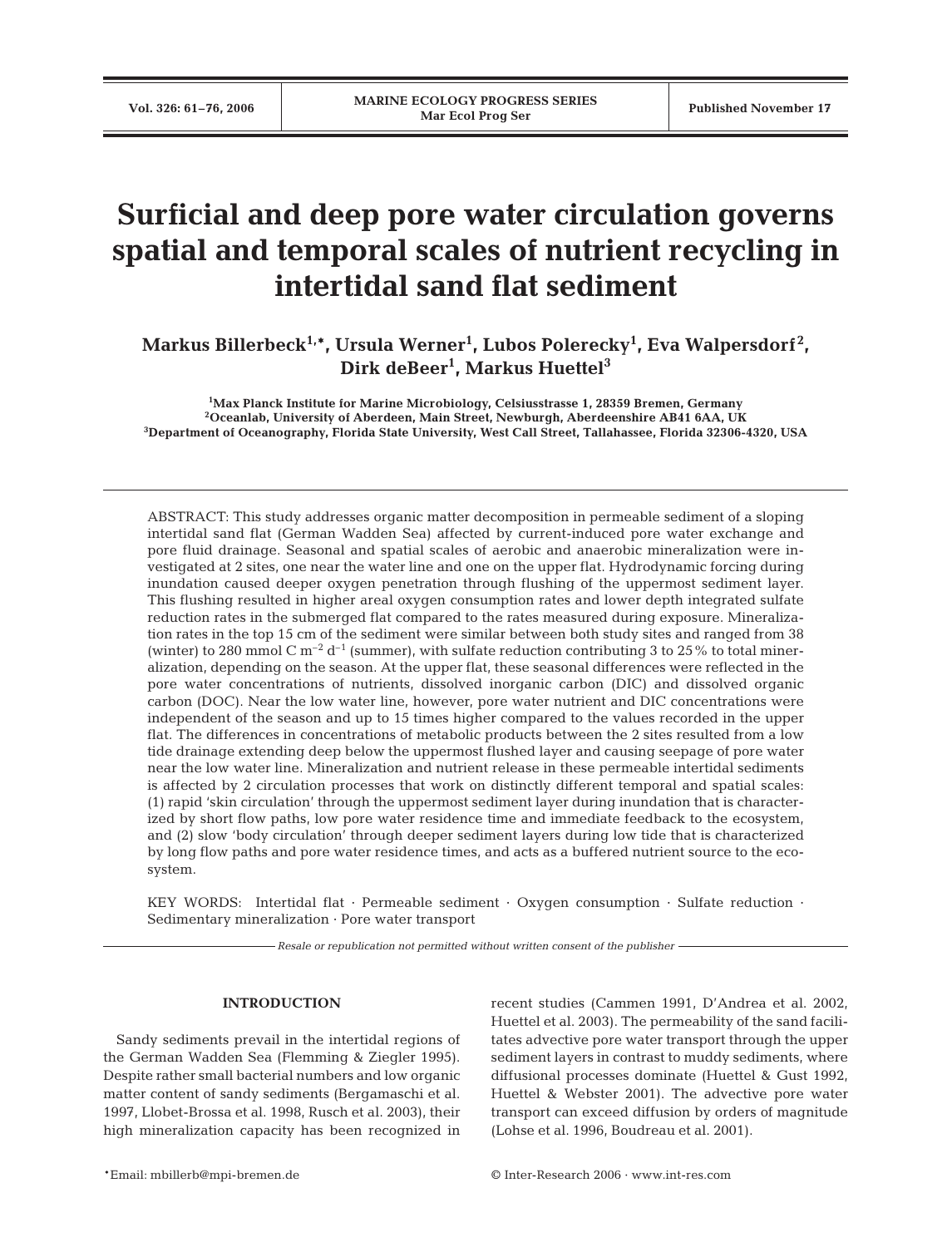# Surficial and deep pore water circulation governs spatial and temporal scales of nutrient recycling in intertidal sand flat sediment

**Markus Billerbeck[1,*], Ursula Werner[1], Lubos Polerecky[1], Eva Walpersdorf[2], Dirk deBeer[1], Markus Huettel[3]**

[1]Max Planck Institute for Marine Microbiology, Celsiusstrasse 1, 28359 Bremen, Germany
[2]Oceanlab, University of Aberdeen, Main Street, Newburgh, Aberdeenshire AB41 6AA, UK
[3]Department of Oceanography, Florida State University, West Call Street, Tallahassee, Florida 32306-4320, USA

ABSTRACT: This study addresses organic matter decomposition in permeable sediment of a sloping intertidal sand flat (German Wadden Sea) affected by current-induced pore water exchange and pore fluid drainage. Seasonal and spatial scales of aerobic and anaerobic mineralization were investigated at 2 sites, one near the water line and one on the upper flat. Hydrodynamic forcing during inundation caused deeper oxygen penetration through flushing of the uppermost sediment layer. This flushing resulted in higher areal oxygen consumption rates and lower depth integrated sulfate reduction rates in the submerged flat compared to the rates measured during exposure. Mineralization rates in the top 15 cm of the sediment were similar between both study sites and ranged from 38 (winter) to 280 mmol C $m^{-2}$ $d^{-1}$ (summer), with sulfate reduction contributing 3 to 25% to total mineralization, depending on the season. At the upper flat, these seasonal differences were reflected in the pore water concentrations of nutrients, dissolved inorganic carbon (DIC) and dissolved organic carbon (DOC). Near the low water line, however, pore water nutrient and DIC concentrations were independent of the season and up to 15 times higher compared to the values recorded in the upper flat. The differences in concentrations of metabolic products between the 2 sites resulted from a low tide drainage extending deep below the uppermost flushed layer and causing seepage of pore water near the low water line. Mineralization and nutrient release in these permeable intertidal sediments is affected by 2 circulation processes that work on distinctly different temporal and spatial scales: (1) rapid 'skin circulation' through the uppermost sediment layer during inundation that is characterized by short flow paths, low pore water residence time and immediate feedback to the ecosystem, and (2) slow 'body circulation' through deeper sediment layers during low tide that is characterized by long flow paths and pore water residence times, and acts as a buffered nutrient source to the ecosystem.

KEY WORDS: Intertidal flat · Permeable sediment · Oxygen consumption · Sulfate reduction · Sedimentary mineralization · Pore water transport

*Resale or republication not permitted without written consent of the publisher*

## INTRODUCTION

Sandy sediments prevail in the intertidal regions of the German Wadden Sea (Flemming & Ziegler 1995). Despite rather small bacterial numbers and low organic matter content of sandy sediments (Bergamaschi et al. 1997, Llobet-Brossa et al. 1998, Rusch et al. 2003), their high mineralization capacity has been recognized in recent studies (Cammen 1991, D'Andrea et al. 2002, Huettel et al. 2003). The permeability of the sand facilitates advective pore water transport through the upper sediment layers in contrast to muddy sediments, where diffusional processes dominate (Huettel & Gust 1992, Huettel & Webster 2001). The advective pore water transport can exceed diffusion by orders of magnitude (Lohse et al. 1996, Boudreau et al. 2001).

*Email: mbillerb@mpi-bremen.de

© Inter-Research 2006 · www.int-res.com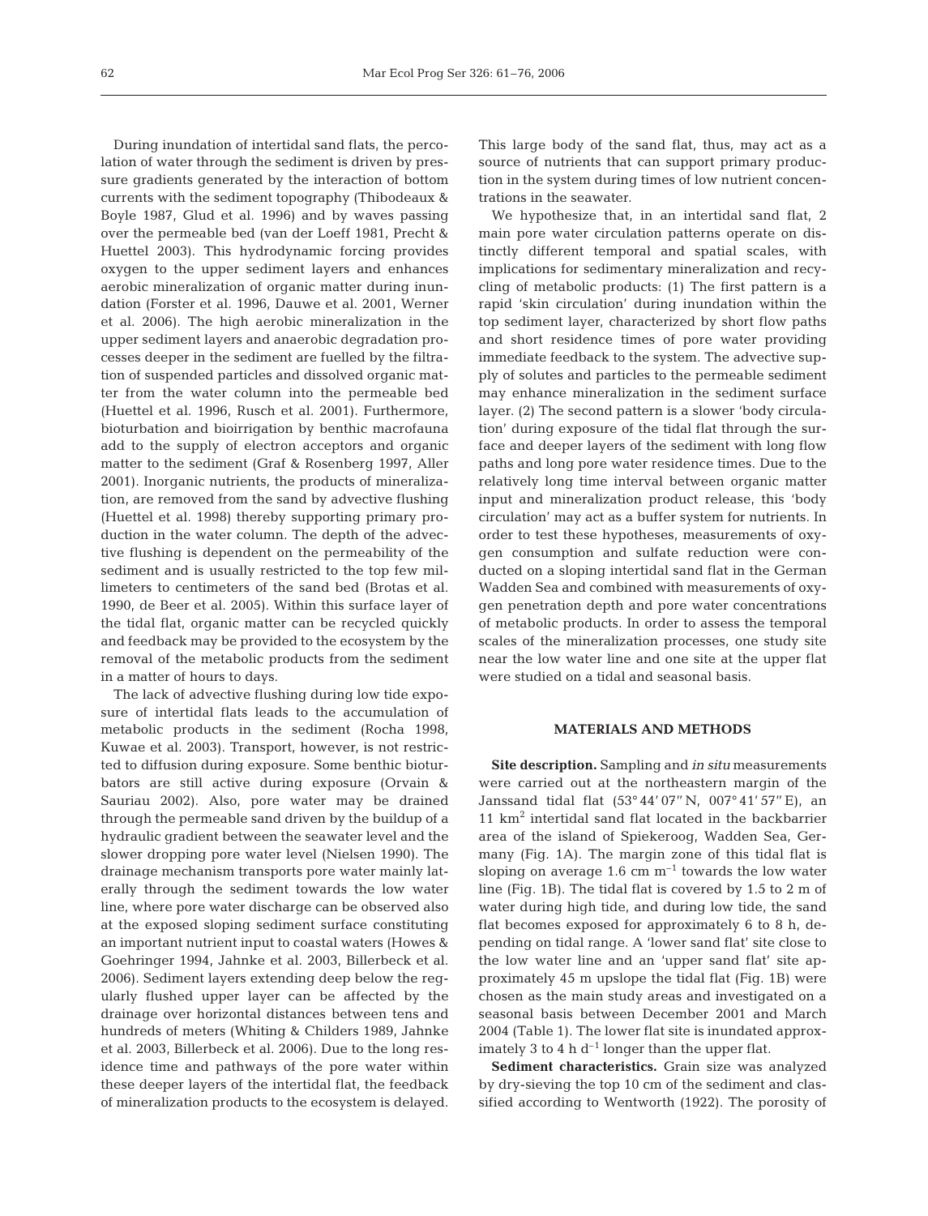During inundation of intertidal sand flats, the percolation of water through the sediment is driven by pressure gradients generated by the interaction of bottom currents with the sediment topography (Thibodeaux & Boyle 1987, Glud et al. 1996) and by waves passing over the permeable bed (van der Loeff 1981, Precht & Huettel 2003). This hydrodynamic forcing provides oxygen to the upper sediment layers and enhances aerobic mineralization of organic matter during inundation (Forster et al. 1996, Dauwe et al. 2001, Werner et al. 2006). The high aerobic mineralization in the upper sediment layers and anaerobic degradation processes deeper in the sediment are fuelled by the filtration of suspended particles and dissolved organic matter from the water column into the permeable bed (Huettel et al. 1996, Rusch et al. 2001). Furthermore, bioturbation and bioirrigation by benthic macrofauna add to the supply of electron acceptors and organic matter to the sediment (Graf & Rosenberg 1997, Aller 2001). Inorganic nutrients, the products of mineralization, are removed from the sand by advective flushing (Huettel et al. 1998) thereby supporting primary production in the water column. The depth of the advective flushing is dependent on the permeability of the sediment and is usually restricted to the top few millimeters to centimeters of the sand bed (Brotas et al. 1990, de Beer et al. 2005). Within this surface layer of the tidal flat, organic matter can be recycled quickly and feedback may be provided to the ecosystem by the removal of the metabolic products from the sediment in a matter of hours to days.

The lack of advective flushing during low tide exposure of intertidal flats leads to the accumulation of metabolic products in the sediment (Rocha 1998, Kuwae et al. 2003). Transport, however, is not restricted to diffusion during exposure. Some benthic bioturbators are still active during exposure (Orvain & Sauriau 2002). Also, pore water may be drained through the permeable sand driven by the buildup of a hydraulic gradient between the seawater level and the slower dropping pore water level (Nielsen 1990). The drainage mechanism transports pore water mainly laterally through the sediment towards the low water line, where pore water discharge can be observed also at the exposed sloping sediment surface constituting an important nutrient input to coastal waters (Howes & Goehringer 1994, Jahnke et al. 2003, Billerbeck et al. 2006). Sediment layers extending deep below the regularly flushed upper layer can be affected by the drainage over horizontal distances between tens and hundreds of meters (Whiting & Childers 1989, Jahnke et al. 2003, Billerbeck et al. 2006). Due to the long residence time and pathways of the pore water within these deeper layers of the intertidal flat, the feedback of mineralization products to the ecosystem is delayed. This large body of the sand flat, thus, may act as a source of nutrients that can support primary production in the system during times of low nutrient concentrations in the seawater.

We hypothesize that, in an intertidal sand flat, 2 main pore water circulation patterns operate on distinctly different temporal and spatial scales, with implications for sedimentary mineralization and recycling of metabolic products: (1) The first pattern is a rapid 'skin circulation' during inundation within the top sediment layer, characterized by short flow paths and short residence times of pore water providing immediate feedback to the system. The advective supply of solutes and particles to the permeable sediment may enhance mineralization in the sediment surface layer. (2) The second pattern is a slower 'body circulation' during exposure of the tidal flat through the surface and deeper layers of the sediment with long flow paths and long pore water residence times. Due to the relatively long time interval between organic matter input and mineralization product release, this 'body circulation' may act as a buffer system for nutrients. In order to test these hypotheses, measurements of oxygen consumption and sulfate reduction were conducted on a sloping intertidal sand flat in the German Wadden Sea and combined with measurements of oxygen penetration depth and pore water concentrations of metabolic products. In order to assess the temporal scales of the mineralization processes, one study site near the low water line and one site at the upper flat were studied on a tidal and seasonal basis.

## MATERIALS AND METHODS

**Site description.** Sampling and *in situ* measurements were carried out at the northeastern margin of the Janssand tidal flat (53° 44′ 07″ N, 007° 41′ 57″ E), an 11 $km^2$ intertidal sand flat located in the backbarrier area of the island of Spiekeroog, Wadden Sea, Germany (Fig. 1A). The margin zone of this tidal flat is sloping on average 1.6 cm $m^{-1}$ towards the low water line (Fig. 1B). The tidal flat is covered by 1.5 to 2 m of water during high tide, and during low tide, the sand flat becomes exposed for approximately 6 to 8 h, depending on tidal range. A 'lower sand flat' site close to the low water line and an 'upper sand flat' site approximately 45 m upslope the tidal flat (Fig. 1B) were chosen as the main study areas and investigated on a seasonal basis between December 2001 and March 2004 (Table 1). The lower flat site is inundated approximately 3 to 4 h $d^{-1}$ longer than the upper flat.

**Sediment characteristics.** Grain size was analyzed by dry-sieving the top 10 cm of the sediment and classified according to Wentworth (1922). The porosity of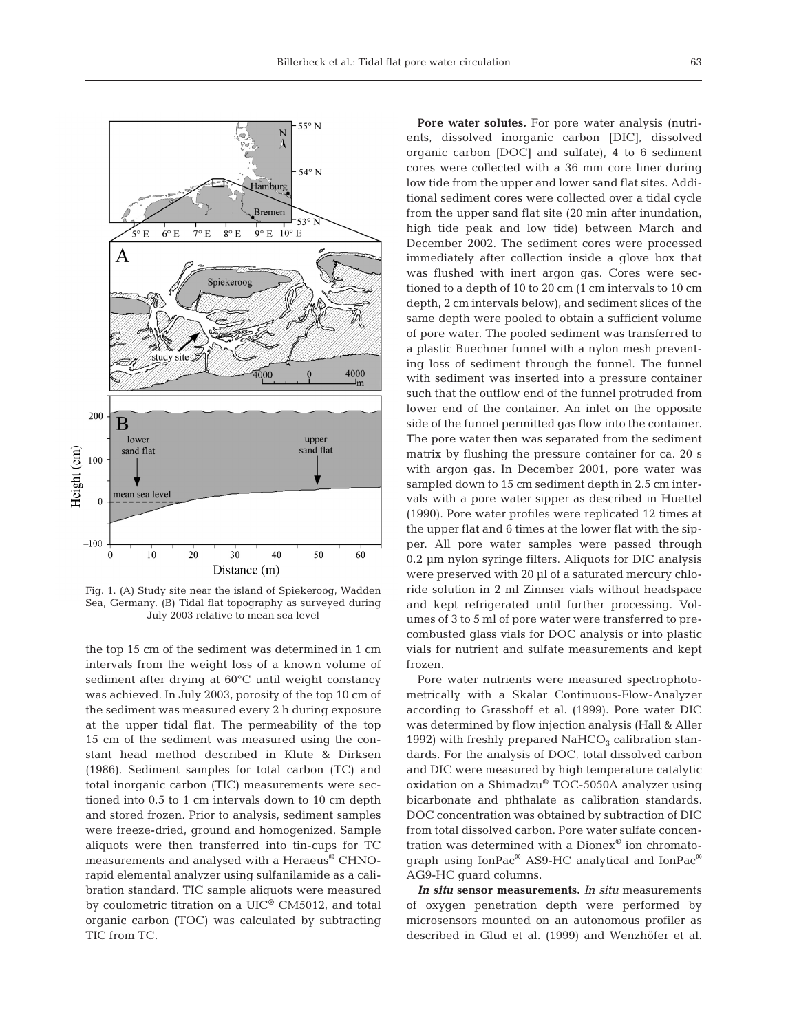Fig. 1. (A) Study site near the island of Spiekeroog, Wadden Sea, Germany. (B) Tidal flat topography as surveyed during July 2003 relative to mean sea level

the top 15 cm of the sediment was determined in 1 cm intervals from the weight loss of a known volume of sediment after drying at 60°C until weight constancy was achieved. In July 2003, porosity of the top 10 cm of the sediment was measured every 2 h during exposure at the upper tidal flat. The permeability of the top 15 cm of the sediment was measured using the constant head method described in Klute & Dirksen (1986). Sediment samples for total carbon (TC) and total inorganic carbon (TIC) measurements were sectioned into 0.5 to 1 cm intervals down to 10 cm depth and stored frozen. Prior to analysis, sediment samples were freeze-dried, ground and homogenized. Sample aliquots were then transferred into tin-cups for TC measurements and analysed with a Heraeus® CHNO-rapid elemental analyzer using sulfanilamide as a calibration standard. TIC sample aliquots were measured by coulometric titration on a UIC® CM5012, and total organic carbon (TOC) was calculated by subtracting TIC from TC.

**Pore water solutes.** For pore water analysis (nutrients, dissolved inorganic carbon [DIC], dissolved organic carbon [DOC] and sulfate), 4 to 6 sediment cores were collected with a 36 mm core liner during low tide from the upper and lower sand flat sites. Additional sediment cores were collected over a tidal cycle from the upper sand flat site (20 min after inundation, high tide peak and low tide) between March and December 2002. The sediment cores were processed immediately after collection inside a glove box that was flushed with inert argon gas. Cores were sectioned to a depth of 10 to 20 cm (1 cm intervals to 10 cm depth, 2 cm intervals below), and sediment slices of the same depth were pooled to obtain a sufficient volume of pore water. The pooled sediment was transferred to a plastic Buechner funnel with a nylon mesh preventing loss of sediment through the funnel. The funnel with sediment was inserted into a pressure container such that the outflow end of the funnel protruded from lower end of the container. An inlet on the opposite side of the funnel permitted gas flow into the container. The pore water then was separated from the sediment matrix by flushing the pressure container for ca. 20 s with argon gas. In December 2001, pore water was sampled down to 15 cm sediment depth in 2.5 cm intervals with a pore water sipper as described in Huettel (1990). Pore water profiles were replicated 12 times at the upper flat and 6 times at the lower flat with the sipper. All pore water samples were passed through 0.2 µm nylon syringe filters. Aliquots for DIC analysis were preserved with 20 µl of a saturated mercury chloride solution in 2 ml Zinnser vials without headspace and kept refrigerated until further processing. Volumes of 3 to 5 ml of pore water were transferred to precombusted glass vials for DOC analysis or into plastic vials for nutrient and sulfate measurements and kept frozen.

Pore water nutrients were measured spectrophotometrically with a Skalar Continuous-Flow-Analyzer according to Grasshoff et al. (1999). Pore water DIC was determined by flow injection analysis (Hall & Aller 1992) with freshly prepared $NaHCO_3$ calibration standards. For the analysis of DOC, total dissolved carbon and DIC were measured by high temperature catalytic oxidation on a Shimadzu® TOC-5050A analyzer using bicarbonate and phthalate as calibration standards. DOC concentration was obtained by subtraction of DIC from total dissolved carbon. Pore water sulfate concentration was determined with a Dionex® ion chromatograph using IonPac® AS9-HC analytical and IonPac® AG9-HC guard columns.

***In situ* sensor measurements.** *In situ* measurements of oxygen penetration depth were performed by microsensors mounted on an autonomous profiler as described in Glud et al. (1999) and Wenzhöfer et al.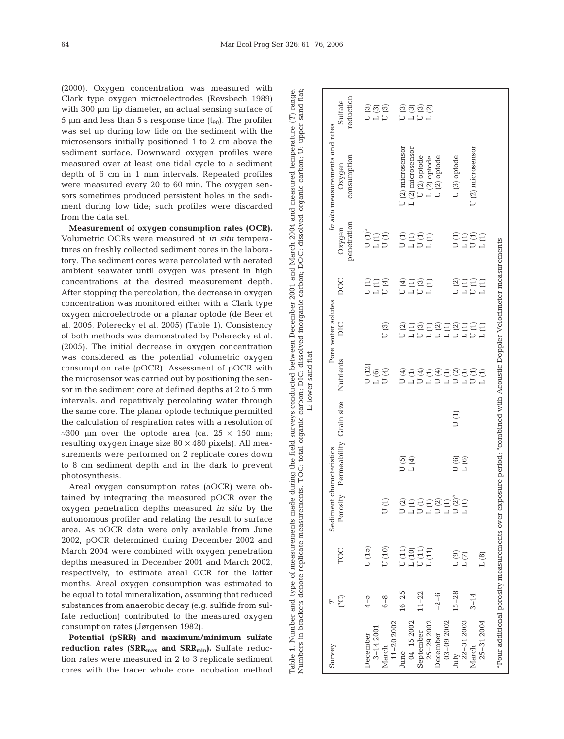(2000). Oxygen concentration was measured with Clark type oxygen microelectrodes (Revsbech 1989) with 300 µm tip diameter, an actual sensing surface of 5 µm and less than 5 s response time ($t_{90}$). The profiler was set up during low tide on the sediment with the microsensors initially positioned 1 to 2 cm above the sediment surface. Downward oxygen profiles were measured over at least one tidal cycle to a sediment depth of 6 cm in 1 mm intervals. Repeated profiles were measured every 20 to 60 min. The oxygen sensors sometimes produced persistent holes in the sediment during low tide; such profiles were discarded from the data set.

**Measurement of oxygen consumption rates (OCR).** Volumetric OCRs were measured at *in situ* temperatures on freshly collected sediment cores in the laboratory. The sediment cores were percolated with aerated ambient seawater until oxygen was present in high concentrations at the desired measurement depth. After stopping the percolation, the decrease in oxygen concentration was monitored either with a Clark type oxygen microelectrode or a planar optode (de Beer et al. 2005, Polerecky et al. 2005) (Table 1). Consistency of both methods was demonstrated by Polerecky et al. (2005). The initial decrease in oxygen concentration was considered as the potential volumetric oxygen consumption rate (pOCR). Assessment of pOCR with the microsensor was carried out by positioning the sensor in the sediment core at defined depths at 2 to 5 mm intervals, and repetitively percolating water through the same core. The planar optode technique permitted the calculation of respiration rates with a resolution of ≈300 µm over the optode area (ca. 25 × 150 mm; resulting oxygen image size 80 × 480 pixels). All measurements were performed on 2 replicate cores down to 8 cm sediment depth and in the dark to prevent photosynthesis.

Areal oxygen consumption rates (aOCR) were obtained by integrating the measured pOCR over the oxygen penetration depths measured *in situ* by the autonomous profiler and relating the result to surface area. As pOCR data were only available from June 2002, pOCR determined during December 2002 and March 2004 were combined with oxygen penetration depths measured in December 2001 and March 2002, respectively, to estimate areal OCR for the latter months. Areal oxygen consumption was estimated to be equal to total mineralization, assuming that reduced substances from anaerobic decay (e.g. sulfide from sulfate reduction) contributed to the measured oxygen consumption rates (Jørgensen 1982).

**Potential (pSRR) and maximum/minimum sulfate reduction rates ($SRR_{max}$ and $SRR_{min}$).** Sulfate reduction rates were measured in 2 to 3 replicate sediment cores with the tracer whole core incubation method

Table 1. Number and type of measurements made during the field surveys conducted between December 2001 and March 2004 and measured temperature (*T*) range. Numbers in brackets denote replicate measurements. TOC: total organic carbon; DIC: dissolved inorganic carbon; DOC: dissolved organic carbon; U: upper sand flat; L: lower sand flat

| Survey | *T* (°C) | TOC | Sediment characteristics | | | Pore water solutes | | | *In situ* measurements and rates | | |
|---|---|---|---|---|---|---|---|---|---|---|---|
| | | | Porosity | Permeability | Grain size | Nutrients | DIC | DOC | Oxygen penetration | Oxygen consumption | Sulfate reduction |
| December 3–14 2001 | 4–5 | U (15) | | | | U (12) | | U (1) | U (1)[b] | | U (3) |
| | | | | | | L (6) | | L (1) | L (1) | | L (3) |
| March 11–20 2002 | 6–8 | U (10) | U (1) | | | U (4) | U (3) | U (4) | U (1) | | U (3) |
| June 04–15 2002 | 16–25 | U (11) | U (2) | U (5) | | U (4) | U (2) | U (4) | U (1) | U (2) microsensor | U (3) |
| | | L (10) | L (1) | L (4) | | L (1) | L (1) | L (1) | L (1) | L (2) microsensor | L (3) |
| September 25–29 2002 | 11–22 | U (11) | U (1) | | | U (4) | U (3) | U (3) | U (1) | U (2) optode | U (3) |
| | | L (11) | L (1) | | | L (1) | L (1) | L (1) | L (1) | L (2) optode | L (2) |
| December 03–09 2002 | −2–6 | | U (2) | | | U (4) | U (2) | | | U (2) optode | |
| | | | L (1) | | | L (1) | L (1) | | | | |
| July 22–31 2003 | 15–28 | U (9) | U (2)[a] | U (6) | U (1) | U (2) | U (2) | U (2) | U (1) | U (3) optode | |
| | | L (7) | L (1) | L (6) | | L (1) | L (1) | L (1) | L (1) | | |
| March 25–31 2004 | 3–14 | | | | | U (1) | U (1) | U (1) | U (1) | U (2) microsensor | |
| | | L (8) | | | | L (1) | L (1) | L (1) | L (1) | | |

[a]Four additional porosity measurements over exposure period; [b]combined with Acoustic Doppler Velocimeter measurements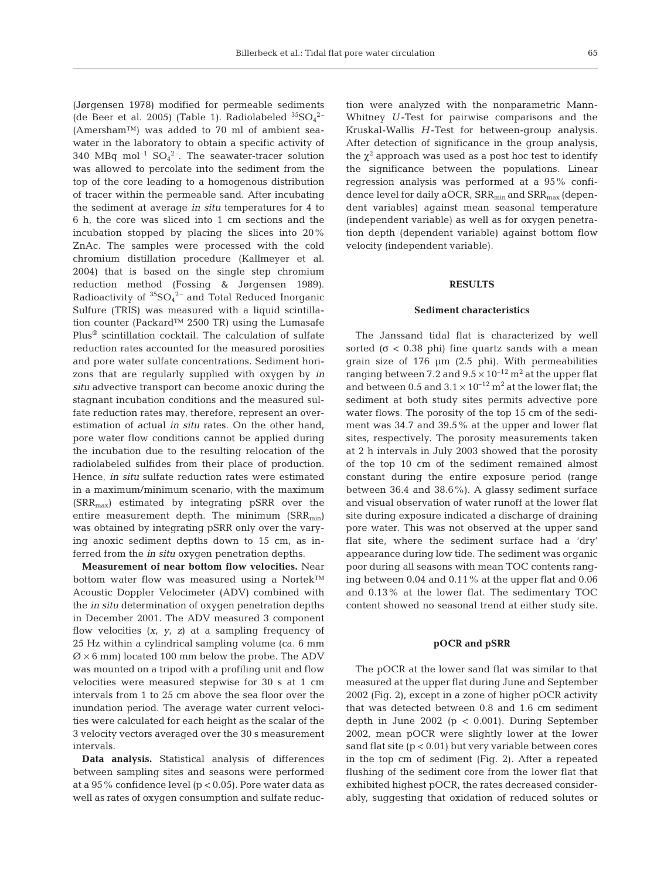(Jørgensen 1978) modified for permeable sediments (de Beer et al. 2005) (Table 1). Radiolabeled $^{35}SO_4^{2-}$ (Amersham™) was added to 70 ml of ambient seawater in the laboratory to obtain a specific activity of 340 MBq mol$^{-1}$ $SO_4^{2-}$. The seawater-tracer solution was allowed to percolate into the sediment from the top of the core leading to a homogenous distribution of tracer within the permeable sand. After incubating the sediment at average *in situ* temperatures for 4 to 6 h, the core was sliced into 1 cm sections and the incubation stopped by placing the slices into 20% ZnAc. The samples were processed with the cold chromium distillation procedure (Kallmeyer et al. 2004) that is based on the single step chromium reduction method (Fossing & Jørgensen 1989). Radioactivity of $^{35}SO_4^{2-}$ and Total Reduced Inorganic Sulfure (TRIS) was measured with a liquid scintillation counter (Packard™ 2500 TR) using the Lumasafe Plus® scintillation cocktail. The calculation of sulfate reduction rates accounted for the measured porosities and pore water sulfate concentrations. Sediment horizons that are regularly supplied with oxygen by *in situ* advective transport can become anoxic during the stagnant incubation conditions and the measured sulfate reduction rates may, therefore, represent an overestimation of actual *in situ* rates. On the other hand, pore water flow conditions cannot be applied during the incubation due to the resulting relocation of the radiolabeled sulfides from their place of production. Hence, *in situ* sulfate reduction rates were estimated in a maximum/minimum scenario, with the maximum ($SRR_{max}$) estimated by integrating pSRR over the entire measurement depth. The minimum ($SRR_{min}$) was obtained by integrating pSRR only over the varying anoxic sediment depths down to 15 cm, as inferred from the *in situ* oxygen penetration depths.

**Measurement of near bottom flow velocities.** Near bottom water flow was measured using a Nortek™ Acoustic Doppler Velocimeter (ADV) combined with the *in situ* determination of oxygen penetration depths in December 2001. The ADV measured 3 component flow velocities (*x*, *y*, *z*) at a sampling frequency of 25 Hz within a cylindrical sampling volume (ca. 6 mm Ø × 6 mm) located 100 mm below the probe. The ADV was mounted on a tripod with a profiling unit and flow velocities were measured stepwise for 30 s at 1 cm intervals from 1 to 25 cm above the sea floor over the inundation period. The average water current velocities were calculated for each height as the scalar of the 3 velocity vectors averaged over the 30 s measurement intervals.

**Data analysis.** Statistical analysis of differences between sampling sites and seasons were performed at a 95% confidence level ($p < 0.05$). Pore water data as well as rates of oxygen consumption and sulfate reduction were analyzed with the nonparametric Mann-Whitney *U*-Test for pairwise comparisons and the Kruskal-Wallis *H*-Test for between-group analysis. After detection of significance in the group analysis, the $\chi^2$ approach was used as a post hoc test to identify the significance between the populations. Linear regression analysis was performed at a 95% confidence level for daily aOCR, $SRR_{min}$ and $SRR_{max}$ (dependent variables) against mean seasonal temperature (independent variable) as well as for oxygen penetration depth (dependent variable) against bottom flow velocity (independent variable).

## RESULTS

### Sediment characteristics

The Janssand tidal flat is characterized by well sorted ($\sigma < 0.38$ phi) fine quartz sands with a mean grain size of 176 µm (2.5 phi). With permeabilities ranging between 7.2 and $9.5 \times 10^{-12}$ m$^2$ at the upper flat and between 0.5 and $3.1 \times 10^{-12}$ m$^2$ at the lower flat; the sediment at both study sites permits advective pore water flows. The porosity of the top 15 cm of the sediment was 34.7 and 39.5% at the upper and lower flat sites, respectively. The porosity measurements taken at 2 h intervals in July 2003 showed that the porosity of the top 10 cm of the sediment remained almost constant during the entire exposure period (range between 36.4 and 38.6%). A glassy sediment surface and visual observation of water runoff at the lower flat site during exposure indicated a discharge of draining pore water. This was not observed at the upper sand flat site, where the sediment surface had a 'dry' appearance during low tide. The sediment was organic poor during all seasons with mean TOC contents ranging between 0.04 and 0.11% at the upper flat and 0.06 and 0.13% at the lower flat. The sedimentary TOC content showed no seasonal trend at either study site.

### pOCR and pSRR

The pOCR at the lower sand flat was similar to that measured at the upper flat during June and September 2002 (Fig. 2), except in a zone of higher pOCR activity that was detected between 0.8 and 1.6 cm sediment depth in June 2002 ($p < 0.001$). During September 2002, mean pOCR were slightly lower at the lower sand flat site ($p < 0.01$) but very variable between cores in the top cm of sediment (Fig. 2). After a repeated flushing of the sediment core from the lower flat that exhibited highest pOCR, the rates decreased considerably, suggesting that oxidation of reduced solutes or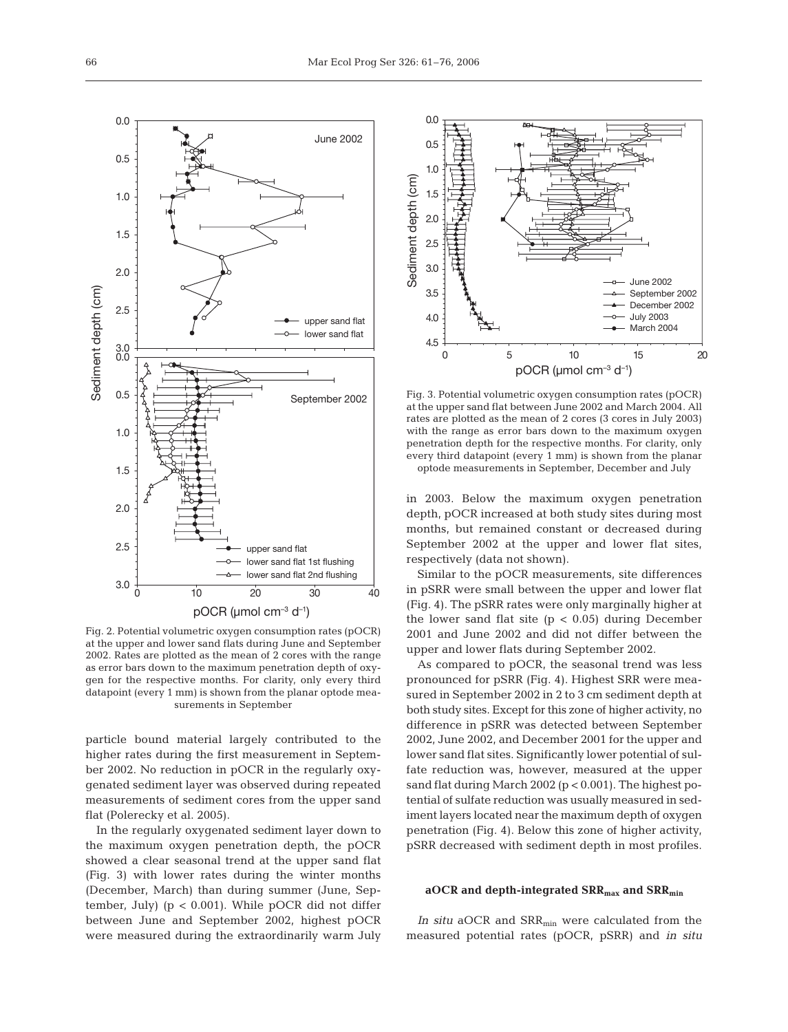Fig. 2. Potential volumetric oxygen consumption rates (pOCR) at the upper and lower sand flats during June and September 2002. Rates are plotted as the mean of 2 cores with the range as error bars down to the maximum penetration depth of oxygen for the respective months. For clarity, only every third datapoint (every 1 mm) is shown from the planar optode measurements in September

Fig. 3. Potential volumetric oxygen consumption rates (pOCR) at the upper sand flat between June 2002 and March 2004. All rates are plotted as the mean of 2 cores (3 cores in July 2003) with the range as error bars down to the maximum oxygen penetration depth for the respective months. For clarity, only every third datapoint (every 1 mm) is shown from the planar optode measurements in September, December and July

particle bound material largely contributed to the higher rates during the first measurement in September 2002. No reduction in pOCR in the regularly oxygenated sediment layer was observed during repeated measurements of sediment cores from the upper sand flat (Polerecky et al. 2005).

In the regularly oxygenated sediment layer down to the maximum oxygen penetration depth, the pOCR showed a clear seasonal trend at the upper sand flat (Fig. 3) with lower rates during the winter months (December, March) than during summer (June, September, July) ($p < 0.001$). While pOCR did not differ between June and September 2002, highest pOCR were measured during the extraordinarily warm July in 2003. Below the maximum oxygen penetration depth, pOCR increased at both study sites during most months, but remained constant or decreased during September 2002 at the upper and lower flat sites, respectively (data not shown).

Similar to the pOCR measurements, site differences in pSRR were small between the upper and lower flat (Fig. 4). The pSRR rates were only marginally higher at the lower sand flat site ($p < 0.05$) during December 2001 and June 2002 and did not differ between the upper and lower flats during September 2002.

As compared to pOCR, the seasonal trend was less pronounced for pSRR (Fig. 4). Highest SRR were measured in September 2002 in 2 to 3 cm sediment depth at both study sites. Except for this zone of higher activity, no difference in pSRR was detected between September 2002, June 2002, and December 2001 for the upper and lower sand flat sites. Significantly lower potential of sulfate reduction was, however, measured at the upper sand flat during March 2002 ($p < 0.001$). The highest potential of sulfate reduction was usually measured in sediment layers located near the maximum depth of oxygen penetration (Fig. 4). Below this zone of higher activity, pSRR decreased with sediment depth in most profiles.

### aOCR and depth-integrated $SRR_{max}$ and $SRR_{min}$

*In situ* aOCR and $SRR_{min}$ were calculated from the measured potential rates (pOCR, pSRR) and *in situ*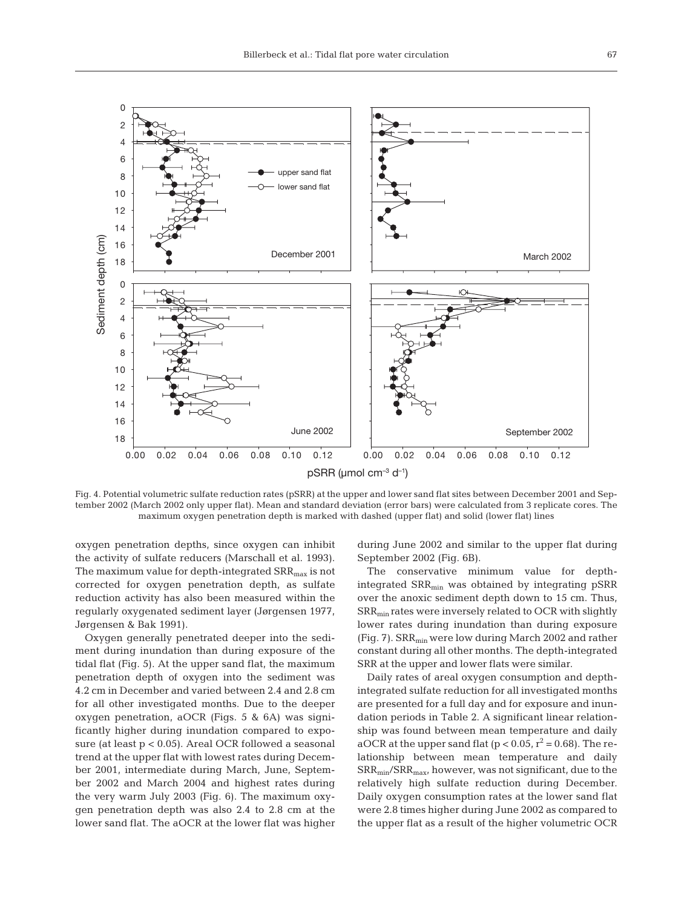Fig. 4. Potential volumetric sulfate reduction rates (pSRR) at the upper and lower sand flat sites between December 2001 and September 2002 (March 2002 only upper flat). Mean and standard deviation (error bars) were calculated from 3 replicate cores. The maximum oxygen penetration depth is marked with dashed (upper flat) and solid (lower flat) lines

oxygen penetration depths, since oxygen can inhibit the activity of sulfate reducers (Marschall et al. 1993). The maximum value for depth-integrated $SRR_{max}$ is not corrected for oxygen penetration depth, as sulfate reduction activity has also been measured within the regularly oxygenated sediment layer (Jørgensen 1977, Jørgensen & Bak 1991).

Oxygen generally penetrated deeper into the sediment during inundation than during exposure of the tidal flat (Fig. 5). At the upper sand flat, the maximum penetration depth of oxygen into the sediment was 4.2 cm in December and varied between 2.4 and 2.8 cm for all other investigated months. Due to the deeper oxygen penetration, aOCR (Figs. 5 & 6A) was significantly higher during inundation compared to exposure (at least $p < 0.05$). Areal OCR followed a seasonal trend at the upper flat with lowest rates during December 2001, intermediate during March, June, September 2002 and March 2004 and highest rates during the very warm July 2003 (Fig. 6). The maximum oxygen penetration depth was also 2.4 to 2.8 cm at the lower sand flat. The aOCR at the lower flat was higher during June 2002 and similar to the upper flat during September 2002 (Fig. 6B).

The conservative minimum value for depth-integrated $SRR_{min}$ was obtained by integrating pSRR over the anoxic sediment depth down to 15 cm. Thus, $SRR_{min}$ rates were inversely related to OCR with slightly lower rates during inundation than during exposure (Fig. 7). $SRR_{min}$ were low during March 2002 and rather constant during all other months. The depth-integrated SRR at the upper and lower flats were similar.

Daily rates of areal oxygen consumption and depth-integrated sulfate reduction for all investigated months are presented for a full day and for exposure and inundation periods in Table 2. A significant linear relationship was found between mean temperature and daily aOCR at the upper sand flat ($p < 0.05$, $r^2 = 0.68$). The relationship between mean temperature and daily $SRR_{min}/SRR_{max}$, however, was not significant, due to the relatively high sulfate reduction during December. Daily oxygen consumption rates at the lower sand flat were 2.8 times higher during June 2002 as compared to the upper flat as a result of the higher volumetric OCR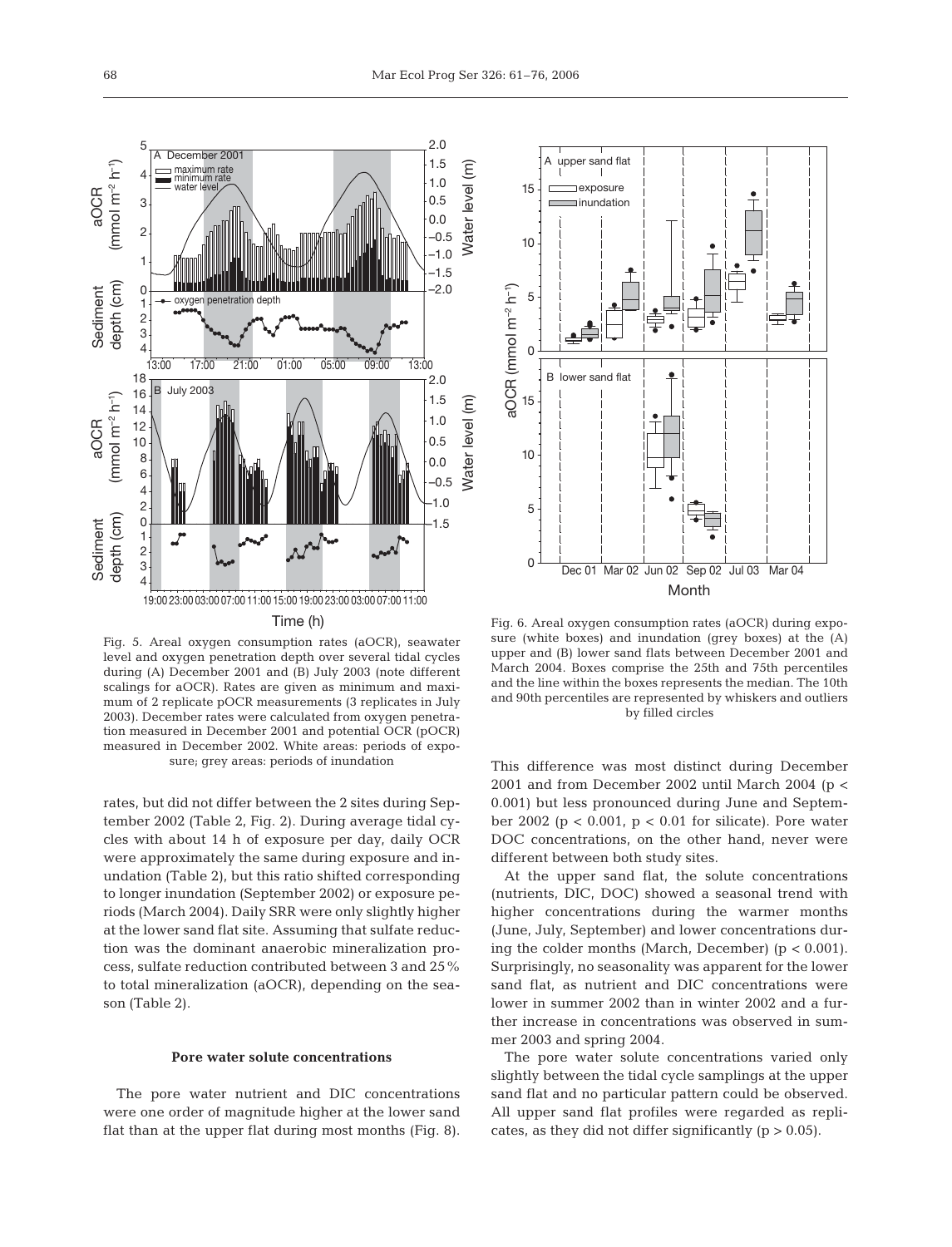Fig. 5. Areal oxygen consumption rates (aOCR), seawater level and oxygen penetration depth over several tidal cycles during (A) December 2001 and (B) July 2003 (note different scalings for aOCR). Rates are given as minimum and maximum of 2 replicate pOCR measurements (3 replicates in July 2003). December rates were calculated from oxygen penetration measured in December 2001 and potential OCR (pOCR) measured in December 2002. White areas: periods of exposure; grey areas: periods of inundation

Fig. 6. Areal oxygen consumption rates (aOCR) during exposure (white boxes) and inundation (grey boxes) at the (A) upper and (B) lower sand flats between December 2001 and March 2004. Boxes comprise the 25th and 75th percentiles and the line within the boxes represents the median. The 10th and 90th percentiles are represented by whiskers and outliers by filled circles

rates, but did not differ between the 2 sites during September 2002 (Table 2, Fig. 2). During average tidal cycles with about 14 h of exposure per day, daily OCR were approximately the same during exposure and inundation (Table 2), but this ratio shifted corresponding to longer inundation (September 2002) or exposure periods (March 2004). Daily SRR were only slightly higher at the lower sand flat site. Assuming that sulfate reduction was the dominant anaerobic mineralization process, sulfate reduction contributed between 3 and 25% to total mineralization (aOCR), depending on the season (Table 2).

### Pore water solute concentrations

The pore water nutrient and DIC concentrations were one order of magnitude higher at the lower sand flat than at the upper flat during most months (Fig. 8). This difference was most distinct during December 2001 and from December 2002 until March 2004 ($p < 0.001$) but less pronounced during June and September 2002 ($p < 0.001$, $p < 0.01$ for silicate). Pore water DOC concentrations, on the other hand, never were different between both study sites.

At the upper sand flat, the solute concentrations (nutrients, DIC, DOC) showed a seasonal trend with higher concentrations during the warmer months (June, July, September) and lower concentrations during the colder months (March, December) ($p < 0.001$). Surprisingly, no seasonality was apparent for the lower sand flat, as nutrient and DIC concentrations were lower in summer 2002 than in winter 2002 and a further increase in concentrations was observed in summer 2003 and spring 2004.

The pore water solute concentrations varied only slightly between the tidal cycle samplings at the upper sand flat and no particular pattern could be observed. All upper sand flat profiles were regarded as replicates, as they did not differ significantly ($p > 0.05$).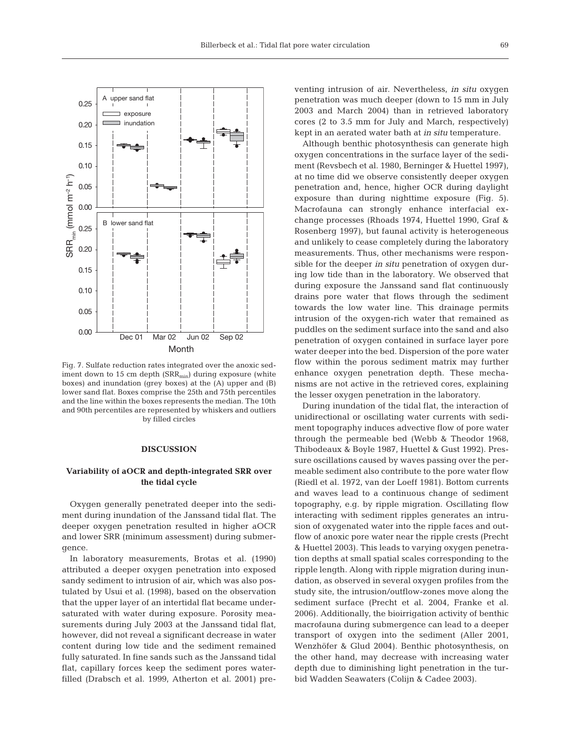Fig. 7. Sulfate reduction rates integrated over the anoxic sediment down to 15 cm depth ($SRR_{min}$) during exposure (white boxes) and inundation (grey boxes) at the (A) upper and (B) lower sand flat. Boxes comprise the 25th and 75th percentiles and the line within the boxes represents the median. The 10th and 90th percentiles are represented by whiskers and outliers by filled circles

## DISCUSSION

### Variability of aOCR and depth-integrated SRR over the tidal cycle

Oxygen generally penetrated deeper into the sediment during inundation of the Janssand tidal flat. The deeper oxygen penetration resulted in higher aOCR and lower SRR (minimum assessment) during submergence.

In laboratory measurements, Brotas et al. (1990) attributed a deeper oxygen penetration into exposed sandy sediment to intrusion of air, which was also postulated by Usui et al. (1998), based on the observation that the upper layer of an intertidal flat became undersaturated with water during exposure. Porosity measurements during July 2003 at the Janssand tidal flat, however, did not reveal a significant decrease in water content during low tide and the sediment remained fully saturated. In fine sands such as the Janssand tidal flat, capillary forces keep the sediment pores water-filled (Drabsch et al. 1999, Atherton et al. 2001) preventing intrusion of air. Nevertheless, *in situ* oxygen penetration was much deeper (down to 15 mm in July 2003 and March 2004) than in retrieved laboratory cores (2 to 3.5 mm for July and March, respectively) kept in an aerated water bath at *in situ* temperature.

Although benthic photosynthesis can generate high oxygen concentrations in the surface layer of the sediment (Revsbech et al. 1980, Berninger & Huettel 1997), at no time did we observe consistently deeper oxygen penetration and, hence, higher OCR during daylight exposure than during nighttime exposure (Fig. 5). Macrofauna can strongly enhance interfacial exchange processes (Rhoads 1974, Huettel 1990, Graf & Rosenberg 1997), but faunal activity is heterogeneous and unlikely to cease completely during the laboratory measurements. Thus, other mechanisms were responsible for the deeper *in situ* penetration of oxygen during low tide than in the laboratory. We observed that during exposure the Janssand sand flat continuously drains pore water that flows through the sediment towards the low water line. This drainage permits intrusion of the oxygen-rich water that remained as puddles on the sediment surface into the sand and also penetration of oxygen contained in surface layer pore water deeper into the bed. Dispersion of the pore water flow within the porous sediment matrix may further enhance oxygen penetration depth. These mechanisms are not active in the retrieved cores, explaining the lesser oxygen penetration in the laboratory.

During inundation of the tidal flat, the interaction of unidirectional or oscillating water currents with sediment topography induces advective flow of pore water through the permeable bed (Webb & Theodor 1968, Thibodeaux & Boyle 1987, Huettel & Gust 1992). Pressure oscillations caused by waves passing over the permeable sediment also contribute to the pore water flow (Riedl et al. 1972, van der Loeff 1981). Bottom currents and waves lead to a continuous change of sediment topography, e.g. by ripple migration. Oscillating flow interacting with sediment ripples generates an intrusion of oxygenated water into the ripple faces and outflow of anoxic pore water near the ripple crests (Precht & Huettel 2003). This leads to varying oxygen penetration depths at small spatial scales corresponding to the ripple length. Along with ripple migration during inundation, as observed in several oxygen profiles from the study site, the intrusion/outflow-zones move along the sediment surface (Precht et al. 2004, Franke et al. 2006). Additionally, the bioirrigation activity of benthic macrofauna during submergence can lead to a deeper transport of oxygen into the sediment (Aller 2001, Wenzhöfer & Glud 2004). Benthic photosynthesis, on the other hand, may decrease with increasing water depth due to diminishing light penetration in the turbid Wadden Seawaters (Colijn & Cadee 2003).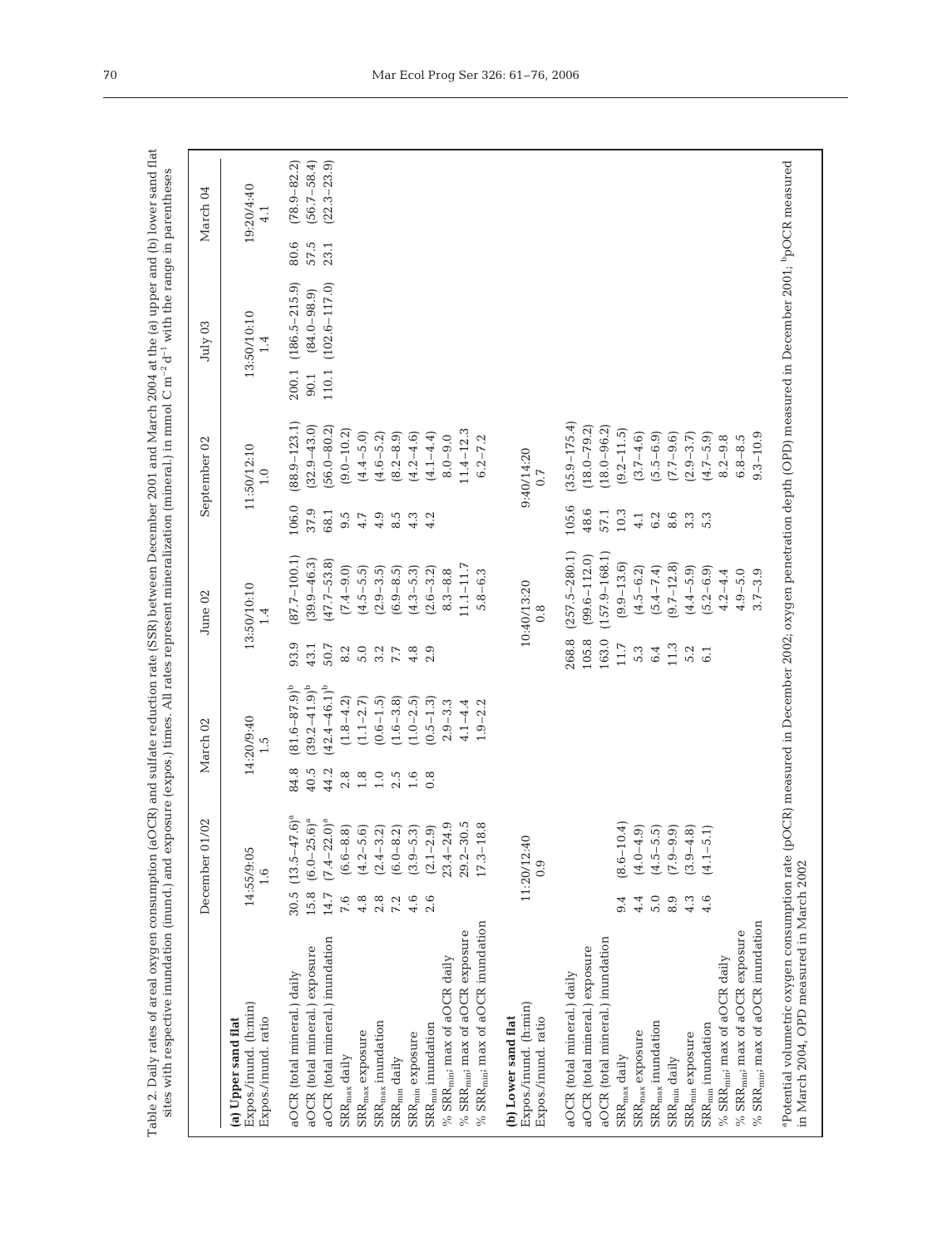Table 2. Daily rates of areal oxygen consumption (aOCR) and sulfate reduction rate (SSR) between December 2001 and March 2004 at the (a) upper and (b) lower sand flat sites with respective inundation (inund.) and exposure (expos.) times. All rates represent mineralization (mineral.) in mmol C $m^{-2}$ $d^{-1}$ with the range in parentheses

| | December 01/02 | March 02 | June 02 | September 02 | July 03 | March 04 |
|---|---|---|---|---|---|---|
| **(a) Upper sand flat** | | | | | | |
| Expos./inund. (h:min) | 14:55/9:05 | 14:20/9:40 | 13:50/10:10 | 11:50/12:10 | 13:50/10:10 | 19:20/4:40 |
| Expos./inund. ratio | 1.6 | 1.5 | 1.4 | 1.0 | 1.4 | 4.1 |
| aOCR (total mineral.) daily | 30.5 (13.5–47.6)[a] | 84.8 (81.6–87.9)[b] | 93.9 (87.7–100.1) | 106.0 (88.9–123.1) | 200.1 (186.5–215.9) | 80.6 (78.9–82.2) |
| aOCR (total mineral.) exposure | 15.8 (6.0–25.6)[a] | 40.5 (39.2–41.9)[b] | 43.1 (39.9–46.3) | 37.9 (32.9–43.0) | 90.1 (84.0–98.9) | 57.5 (56.7–58.4) |
| aOCR (total mineral.) inundation | 14.7 (7.4–22.0)[a] | 44.2 (42.4–46.1)[b] | 50.7 (47.7–53.8) | 68.1 (56.0–80.2) | 110.1 (102.6–117.0) | 23.1 (22.3–23.9) |
| $SRR_{max}$ daily | 7.6 (6.6–8.8) | 2.8 (1.8–4.2) | 8.2 (7.4–9.0) | 9.5 (9.0–10.2) | | |
| $SRR_{max}$ exposure | 4.8 (4.2–5.6) | 1.8 (1.1–2.7) | 5.0 (4.5–5.5) | 4.7 (4.4–5.0) | | |
| $SRR_{max}$ inundation | 2.8 (2.4–3.2) | 1.0 (0.6–1.5) | 3.2 (2.9–3.5) | 4.9 (4.6–5.2) | | |
| $SRR_{min}$ daily | 7.2 (6.0–8.2) | 2.5 (1.6–3.8) | 7.7 (6.9–8.5) | 8.5 (8.2–8.9) | | |
| $SRR_{min}$ exposure | 4.6 (3.9–5.3) | 1.6 (1.0–2.5) | 4.8 (4.3–5.3) | 4.3 (4.2–4.6) | | |
| $SRR_{min}$ inundation | 2.6 (2.1–2.9) | 0.8 (0.5–1.3) | 2.9 (2.6–3.2) | 4.2 (4.1–4.4) | | |
| % $SRR_{min}$; max of aOCR daily | 23.4–24.9 | 2.9–3.3 | 8.3–8.8 | 8.0–9.0 | | |
| % $SRR_{min}$; max of aOCR exposure | 29.2–30.5 | 4.1–4.4 | 11.1–11.7 | 11.4–12.3 | | |
| % $SRR_{min}$; max of aOCR inundation | 17.3–18.8 | 1.9–2.2 | 5.8–6.3 | 6.2–7.2 | | |
| **(b) Lower sand flat** | | | | | | |
| Expos./inund. (h:min) | 11:20/12:40 | | 10:40/13:20 | 9:40/14:20 | | |
| Expos./inund. ratio | 0.9 | | 0.8 | 0.7 | | |
| aOCR (total mineral.) daily | | | 268.8 (257.5–280.1) | 105.6 (35.9–175.4) | | |
| aOCR (total mineral.) exposure | | | 105.8 (99.6–112.0) | 48.6 (18.0–79.2) | | |
| aOCR (total mineral.) inundation | | | 163.0 (157.9–168.1) | 57.1 (18.0–96.2) | | |
| $SRR_{max}$ daily | 9.4 (8.6–10.4) | | 11.7 (9.9–13.6) | 10.3 (9.2–11.5) | | |
| $SRR_{max}$ exposure | 4.4 (4.0–4.9) | | 5.3 (4.5–6.2) | 4.1 (3.7–4.6) | | |
| $SRR_{max}$ inundation | 5.0 (4.5–5.5) | | 6.4 (5.4–7.4) | 6.2 (5.5–6.9) | | |
| $SRR_{min}$ daily | 8.9 (7.9–9.9) | | 11.3 (9.7–12.8) | 8.6 (7.7–9.6) | | |
| $SRR_{min}$ exposure | 4.3 (3.9–4.8) | | 5.2 (4.4–5.9) | 3.3 (2.9–3.7) | | |
| $SRR_{min}$ inundation | 4.6 (4.1–5.1) | | 6.1 (5.2–6.9) | 5.3 (4.7–5.9) | | |
| % $SRR_{min}$; max of aOCR daily | | | 4.2–4.4 | 8.2–9.8 | | |
| % $SRR_{min}$; max of aOCR exposure | | | 4.9–5.0 | 6.8–8.5 | | |
| % $SRR_{min}$; max of aOCR inundation | | | 3.7–3.9 | 9.3–10.9 | | |

[a]Potential volumetric oxygen consumption rate (pOCR) measured in December 2002; oxygen penetration depth (OPD) measured in December 2001; [b]pOCR measured in March 2004, OPD measured in March 2002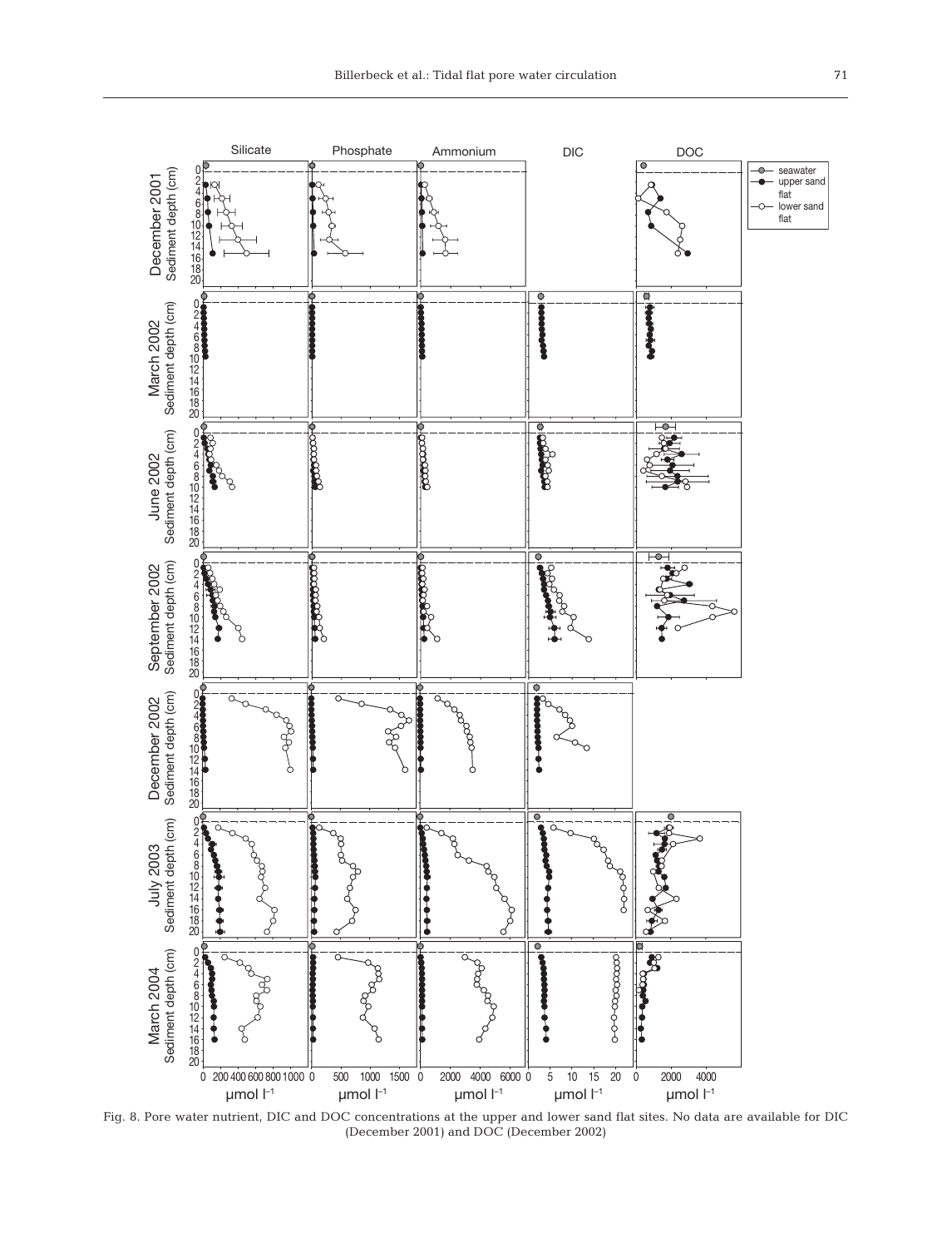Fig. 8. Pore water nutrient, DIC and DOC concentrations at the upper and lower sand flat sites. No data are available for DIC (December 2001) and DOC (December 2002)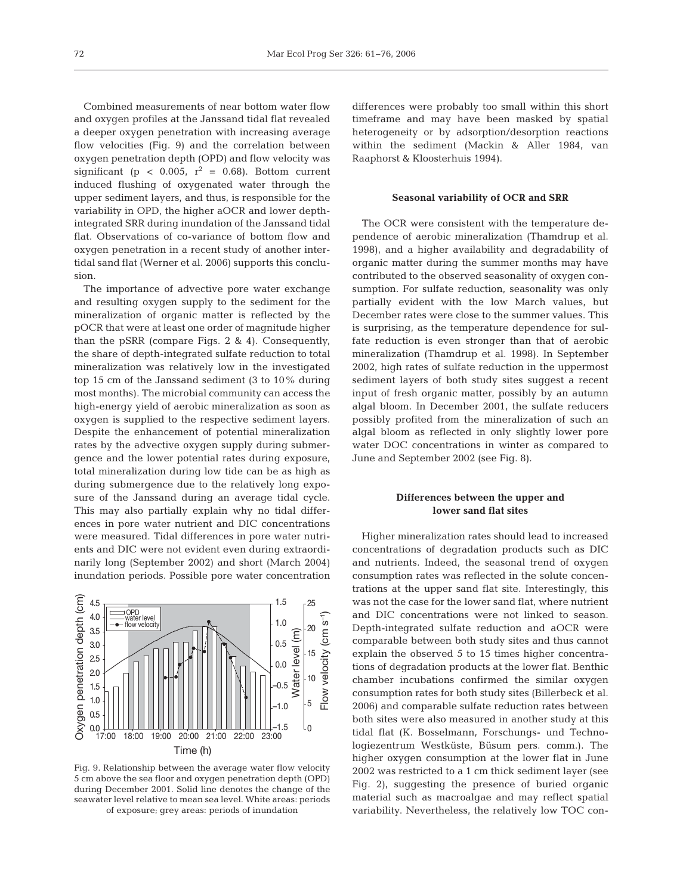Combined measurements of near bottom water flow and oxygen profiles at the Janssand tidal flat revealed a deeper oxygen penetration with increasing average flow velocities (Fig. 9) and the correlation between oxygen penetration depth (OPD) and flow velocity was significant ($p < 0.005$, $r^2 = 0.68$). Bottom current induced flushing of oxygenated water through the upper sediment layers, and thus, is responsible for the variability in OPD, the higher aOCR and lower depth-integrated SRR during inundation of the Janssand tidal flat. Observations of co-variance of bottom flow and oxygen penetration in a recent study of another intertidal sand flat (Werner et al. 2006) supports this conclusion.

The importance of advective pore water exchange and resulting oxygen supply to the sediment for the mineralization of organic matter is reflected by the pOCR that were at least one order of magnitude higher than the pSRR (compare Figs. 2 & 4). Consequently, the share of depth-integrated sulfate reduction to total mineralization was relatively low in the investigated top 15 cm of the Janssand sediment (3 to 10% during most months). The microbial community can access the high-energy yield of aerobic mineralization as soon as oxygen is supplied to the respective sediment layers. Despite the enhancement of potential mineralization rates by the advective oxygen supply during submergence and the lower potential rates during exposure, total mineralization during low tide can be as high as during submergence due to the relatively long exposure of the Janssand during an average tidal cycle. This may also partially explain why no tidal differences in pore water nutrient and DIC concentrations were measured. Tidal differences in pore water nutrients and DIC were not evident even during extraordinarily long (September 2002) and short (March 2004) inundation periods. Possible pore water concentration differences were probably too small within this short timeframe and may have been masked by spatial heterogeneity or by adsorption/desorption reactions within the sediment (Mackin & Aller 1984, van Raaphorst & Kloosterhuis 1994).

Fig. 9. Relationship between the average water flow velocity 5 cm above the sea floor and oxygen penetration depth (OPD) during December 2001. Solid line denotes the change of the seawater level relative to mean sea level. White areas: periods of exposure; grey areas: periods of inundation

### Seasonal variability of OCR and SRR

The OCR were consistent with the temperature dependence of aerobic mineralization (Thamdrup et al. 1998), and a higher availability and degradability of organic matter during the summer months may have contributed to the observed seasonality of oxygen consumption. For sulfate reduction, seasonality was only partially evident with the low March values, but December rates were close to the summer values. This is surprising, as the temperature dependence for sulfate reduction is even stronger than that of aerobic mineralization (Thamdrup et al. 1998). In September 2002, high rates of sulfate reduction in the uppermost sediment layers of both study sites suggest a recent input of fresh organic matter, possibly by an autumn algal bloom. In December 2001, the sulfate reducers possibly profited from the mineralization of such an algal bloom as reflected in only slightly lower pore water DOC concentrations in winter as compared to June and September 2002 (see Fig. 8).

### Differences between the upper and lower sand flat sites

Higher mineralization rates should lead to increased concentrations of degradation products such as DIC and nutrients. Indeed, the seasonal trend of oxygen consumption rates was reflected in the solute concentrations at the upper sand flat site. Interestingly, this was not the case for the lower sand flat, where nutrient and DIC concentrations were not linked to season. Depth-integrated sulfate reduction and aOCR were comparable between both study sites and thus cannot explain the observed 5 to 15 times higher concentrations of degradation products at the lower flat. Benthic chamber incubations confirmed the similar oxygen consumption rates for both study sites (Billerbeck et al. 2006) and comparable sulfate reduction rates between both sites were also measured in another study at this tidal flat (K. Bosselmann, Forschungs- und Technologiezentrum Westküste, Büsum pers. comm.). The higher oxygen consumption at the lower flat in June 2002 was restricted to a 1 cm thick sediment layer (see Fig. 2), suggesting the presence of buried organic material such as macroalgae and may reflect spatial variability. Nevertheless, the relatively low TOC con-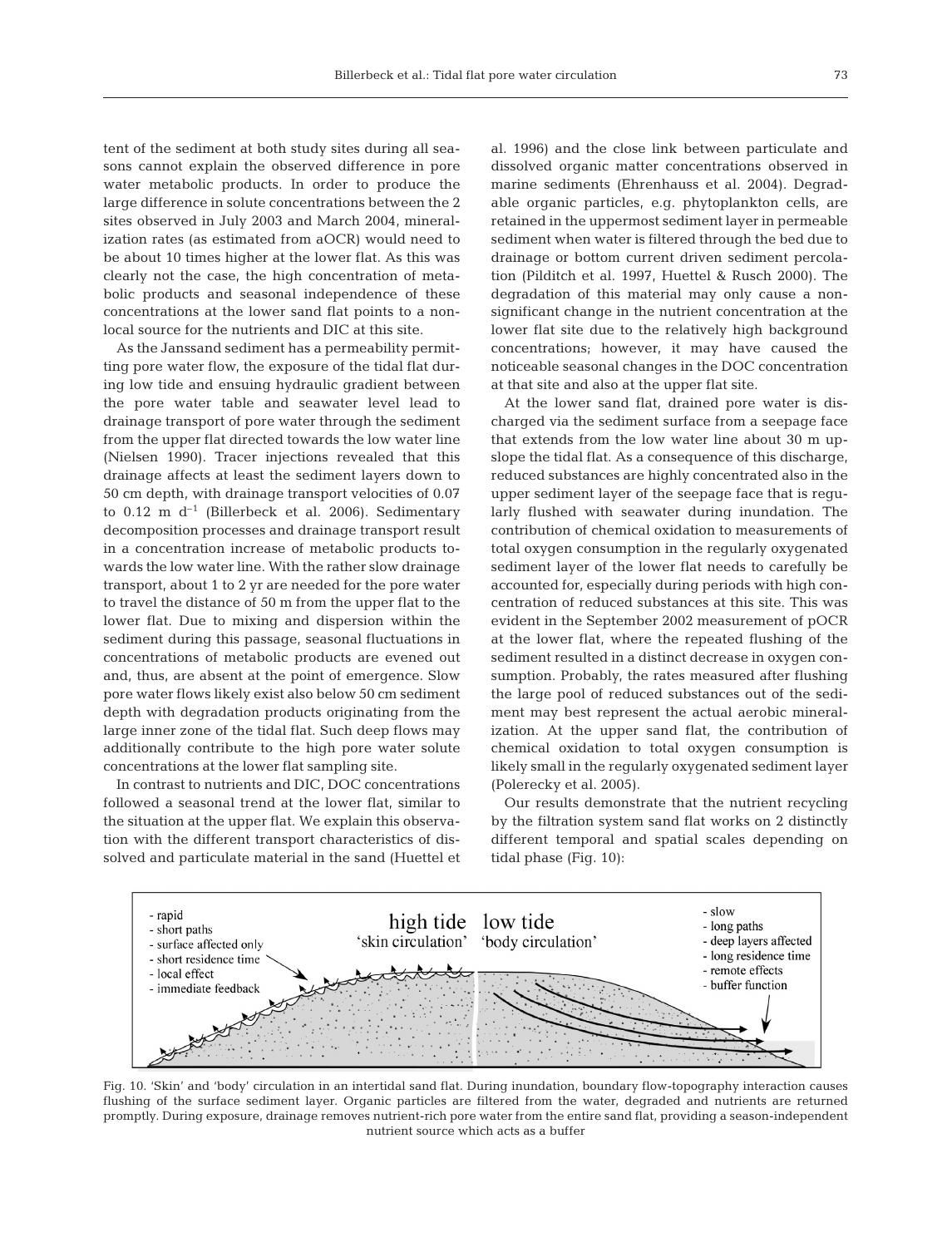tent of the sediment at both study sites during all seasons cannot explain the observed difference in pore water metabolic products. In order to produce the large difference in solute concentrations between the 2 sites observed in July 2003 and March 2004, mineralization rates (as estimated from aOCR) would need to be about 10 times higher at the lower flat. As this was clearly not the case, the high concentration of metabolic products and seasonal independence of these concentrations at the lower sand flat points to a non-local source for the nutrients and DIC at this site.

As the Janssand sediment has a permeability permitting pore water flow, the exposure of the tidal flat during low tide and ensuing hydraulic gradient between the pore water table and seawater level lead to drainage transport of pore water through the sediment from the upper flat directed towards the low water line (Nielsen 1990). Tracer injections revealed that this drainage affects at least the sediment layers down to 50 cm depth, with drainage transport velocities of 0.07 to 0.12 m $d^{-1}$ (Billerbeck et al. 2006). Sedimentary decomposition processes and drainage transport result in a concentration increase of metabolic products towards the low water line. With the rather slow drainage transport, about 1 to 2 yr are needed for the pore water to travel the distance of 50 m from the upper flat to the lower flat. Due to mixing and dispersion within the sediment during this passage, seasonal fluctuations in concentrations of metabolic products are evened out and, thus, are absent at the point of emergence. Slow pore water flows likely exist also below 50 cm sediment depth with degradation products originating from the large inner zone of the tidal flat. Such deep flows may additionally contribute to the high pore water solute concentrations at the lower flat sampling site.

In contrast to nutrients and DIC, DOC concentrations followed a seasonal trend at the lower flat, similar to the situation at the upper flat. We explain this observation with the different transport characteristics of dissolved and particulate material in the sand (Huettel et al. 1996) and the close link between particulate and dissolved organic matter concentrations observed in marine sediments (Ehrenhauss et al. 2004). Degradable organic particles, e.g. phytoplankton cells, are retained in the uppermost sediment layer in permeable sediment when water is filtered through the bed due to drainage or bottom current driven sediment percolation (Pilditch et al. 1997, Huettel & Rusch 2000). The degradation of this material may only cause a non-significant change in the nutrient concentration at the lower flat site due to the relatively high background concentrations; however, it may have caused the noticeable seasonal changes in the DOC concentration at that site and also at the upper flat site.

At the lower sand flat, drained pore water is discharged via the sediment surface from a seepage face that extends from the low water line about 30 m upslope the tidal flat. As a consequence of this discharge, reduced substances are highly concentrated also in the upper sediment layer of the seepage face that is regularly flushed with seawater during inundation. The contribution of chemical oxidation to measurements of total oxygen consumption in the regularly oxygenated sediment layer of the lower flat needs to carefully be accounted for, especially during periods with high concentration of reduced substances at this site. This was evident in the September 2002 measurement of pOCR at the lower flat, where the repeated flushing of the sediment resulted in a distinct decrease in oxygen consumption. Probably, the rates measured after flushing the large pool of reduced substances out of the sediment may best represent the actual aerobic mineralization. At the upper sand flat, the contribution of chemical oxidation to total oxygen consumption is likely small in the regularly oxygenated sediment layer (Polerecky et al. 2005).

Our results demonstrate that the nutrient recycling by the filtration system sand flat works on 2 distinctly different temporal and spatial scales depending on tidal phase (Fig. 10):

Fig. 10. 'Skin' and 'body' circulation in an intertidal sand flat. During inundation, boundary flow-topography interaction causes flushing of the surface sediment layer. Organic particles are filtered from the water, degraded and nutrients are returned promptly. During exposure, drainage removes nutrient-rich pore water from the entire sand flat, providing a season-independent nutrient source which acts as a buffer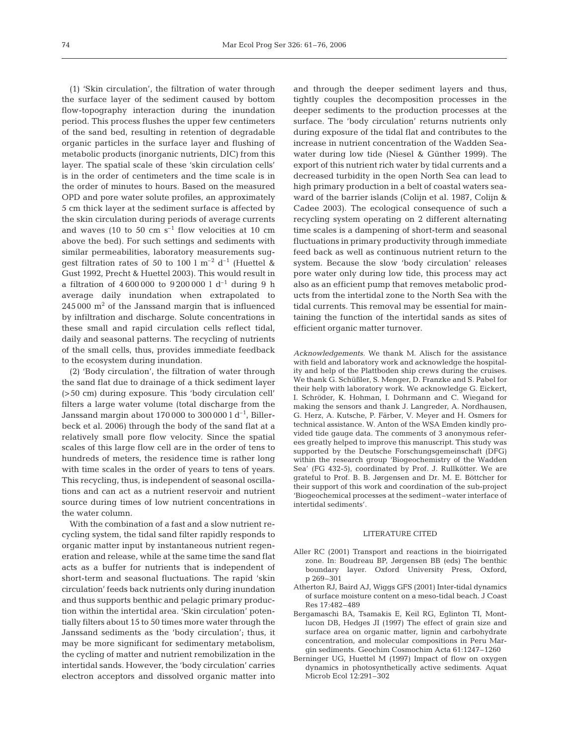(1) 'Skin circulation', the filtration of water through the surface layer of the sediment caused by bottom flow-topography interaction during the inundation period. This process flushes the upper few centimeters of the sand bed, resulting in retention of degradable organic particles in the surface layer and flushing of metabolic products (inorganic nutrients, DIC) from this layer. The spatial scale of these 'skin circulation cells' is in the order of centimeters and the time scale is in the order of minutes to hours. Based on the measured OPD and pore water solute profiles, an approximately 5 cm thick layer at the sediment surface is affected by the skin circulation during periods of average currents and waves (10 to 50 cm $s^{-1}$ flow velocities at 10 cm above the bed). For such settings and sediments with similar permeabilities, laboratory measurements suggest filtration rates of 50 to 100 l $m^{-2}$ $d^{-1}$ (Huettel & Gust 1992, Precht & Huettel 2003). This would result in a filtration of 4 600 000 to 9 200 000 l $d^{-1}$ during 9 h average daily inundation when extrapolated to 245 000 $m^2$ of the Janssand margin that is influenced by infiltration and discharge. Solute concentrations in these small and rapid circulation cells reflect tidal, daily and seasonal patterns. The recycling of nutrients of the small cells, thus, provides immediate feedback to the ecosystem during inundation.

(2) 'Body circulation', the filtration of water through the sand flat due to drainage of a thick sediment layer (>50 cm) during exposure. This 'body circulation cell' filters a large water volume (total discharge from the Janssand margin about 170 000 to 300 000 l $d^{-1}$, Billerbeck et al. 2006) through the body of the sand flat at a relatively small pore flow velocity. Since the spatial scales of this large flow cell are in the order of tens to hundreds of meters, the residence time is rather long with time scales in the order of years to tens of years. This recycling, thus, is independent of seasonal oscillations and can act as a nutrient reservoir and nutrient source during times of low nutrient concentrations in the water column.

With the combination of a fast and a slow nutrient recycling system, the tidal sand filter rapidly responds to organic matter input by instantaneous nutrient regeneration and release, while at the same time the sand flat acts as a buffer for nutrients that is independent of short-term and seasonal fluctuations. The rapid 'skin circulation' feeds back nutrients only during inundation and thus supports benthic and pelagic primary production within the intertidal area. 'Skin circulation' potentially filters about 15 to 50 times more water through the Janssand sediments as the 'body circulation'; thus, it may be more significant for sedimentary metabolism, the cycling of matter and nutrient remobilization in the intertidal sands. However, the 'body circulation' carries electron acceptors and dissolved organic matter into and through the deeper sediment layers and thus, tightly couples the decomposition processes in the deeper sediments to the production processes at the surface. The 'body circulation' returns nutrients only during exposure of the tidal flat and contributes to the increase in nutrient concentration of the Wadden Seawater during low tide (Niesel & Günther 1999). The export of this nutrient rich water by tidal currents and a decreased turbidity in the open North Sea can lead to high primary production in a belt of coastal waters seaward of the barrier islands (Colijn et al. 1987, Colijn & Cadee 2003). The ecological consequence of such a recycling system operating on 2 different alternating time scales is a dampening of short-term and seasonal fluctuations in primary productivity through immediate feed back as well as continuous nutrient return to the system. Because the slow 'body circulation' releases pore water only during low tide, this process may act also as an efficient pump that removes metabolic products from the intertidal zone to the North Sea with the tidal currents. This removal may be essential for maintaining the function of the intertidal sands as sites of efficient organic matter turnover.

*Acknowledgements.* We thank M. Alisch for the assistance with field and laboratory work and acknowledge the hospitality and help of the Plattboden ship crews during the cruises. We thank G. Schüßler, S. Menger, D. Franzke and S. Pabel for their help with laboratory work. We acknowledge G. Eickert, I. Schröder, K. Hohman, I. Dohrmann and C. Wiegand for making the sensors and thank J. Langreder, A. Nordhausen, G. Herz, A. Kutsche, P. Färber, V. Meyer and H. Osmers for technical assistance. W. Anton of the WSA Emden kindly provided tide gauge data. The comments of 3 anonymous referees greatly helped to improve this manuscript. This study was supported by the Deutsche Forschungsgemeinschaft (DFG) within the research group 'Biogeochemistry of the Wadden Sea' (FG 432-5), coordinated by Prof. J. Rullkötter. We are grateful to Prof. B. B. Jørgensen and Dr. M. E. Böttcher for their support of this work and coordination of the sub-project 'Biogeochemical processes at the sediment–water interface of intertidal sediments'.

## LITERATURE CITED

- Aller RC (2001) Transport and reactions in the bioirrigated zone. In: Boudreau BP, Jørgensen BB (eds) The benthic boundary layer. Oxford University Press, Oxford, p 269–301
- Atherton RJ, Baird AJ, Wiggs GFS (2001) Inter-tidal dynamics of surface moisture content on a meso-tidal beach. J Coast Res 17:482–489
- Bergamaschi BA, Tsamakis E, Keil RG, Eglinton TI, Montlucon DB, Hedges JI (1997) The effect of grain size and surface area on organic matter, lignin and carbohydrate concentration, and molecular compositions in Peru Margin sediments. Geochim Cosmochim Acta 61:1247–1260
- Berninger UG, Huettel M (1997) Impact of flow on oxygen dynamics in photosynthetically active sediments. Aquat Microb Ecol 12:291–302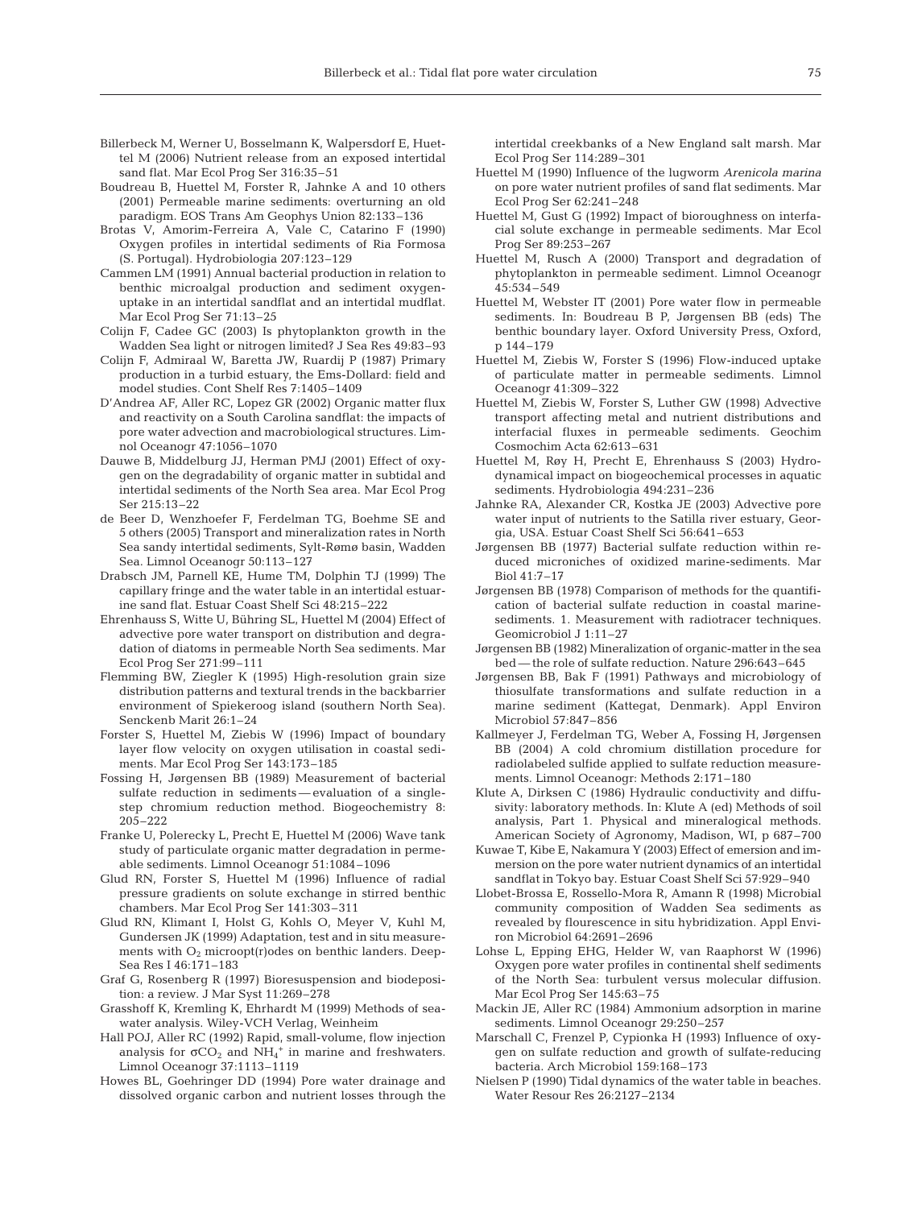Billerbeck M, Werner U, Bosselmann K, Walpersdorf E, Huettel M (2006) Nutrient release from an exposed intertidal sand flat. Mar Ecol Prog Ser 316:35–51

Boudreau B, Huettel M, Forster R, Jahnke A and 10 others (2001) Permeable marine sediments: overturning an old paradigm. EOS Trans Am Geophys Union 82:133–136

Brotas V, Amorim-Ferreira A, Vale C, Catarino F (1990) Oxygen profiles in intertidal sediments of Ria Formosa (S. Portugal). Hydrobiologia 207:123–129

Cammen LM (1991) Annual bacterial production in relation to benthic microalgal production and sediment oxygen-uptake in an intertidal sandflat and an intertidal mudflat. Mar Ecol Prog Ser 71:13–25

Colijn F, Cadee GC (2003) Is phytoplankton growth in the Wadden Sea light or nitrogen limited? J Sea Res 49:83–93

Colijn F, Admiraal W, Baretta JW, Ruardij P (1987) Primary production in a turbid estuary, the Ems-Dollard: field and model studies. Cont Shelf Res 7:1405–1409

D'Andrea AF, Aller RC, Lopez GR (2002) Organic matter flux and reactivity on a South Carolina sandflat: the impacts of pore water advection and macrobiological structures. Limnol Oceanogr 47:1056–1070

Dauwe B, Middelburg JJ, Herman PMJ (2001) Effect of oxygen on the degradability of organic matter in subtidal and intertidal sediments of the North Sea area. Mar Ecol Prog Ser 215:13–22

de Beer D, Wenzhoefer F, Ferdelman TG, Boehme SE and 5 others (2005) Transport and mineralization rates in North Sea sandy intertidal sediments, Sylt-Rømø basin, Wadden Sea. Limnol Oceanogr 50:113–127

Drabsch JM, Parnell KE, Hume TM, Dolphin TJ (1999) The capillary fringe and the water table in an intertidal estuarine sand flat. Estuar Coast Shelf Sci 48:215–222

Ehrenhauss S, Witte U, Bühring SL, Huettel M (2004) Effect of advective pore water transport on distribution and degradation of diatoms in permeable North Sea sediments. Mar Ecol Prog Ser 271:99–111

Flemming BW, Ziegler K (1995) High-resolution grain size distribution patterns and textural trends in the backbarrier environment of Spiekeroog island (southern North Sea). Senckenb Marit 26:1–24

Forster S, Huettel M, Ziebis W (1996) Impact of boundary layer flow velocity on oxygen utilisation in coastal sediments. Mar Ecol Prog Ser 143:173–185

Fossing H, Jørgensen BB (1989) Measurement of bacterial sulfate reduction in sediments — evaluation of a single-step chromium reduction method. Biogeochemistry 8:205–222

Franke U, Polerecky L, Precht E, Huettel M (2006) Wave tank study of particulate organic matter degradation in permeable sediments. Limnol Oceanogr 51:1084–1096

Glud RN, Forster S, Huettel M (1996) Influence of radial pressure gradients on solute exchange in stirred benthic chambers. Mar Ecol Prog Ser 141:303–311

Glud RN, Klimant I, Holst G, Kohls O, Meyer V, Kuhl M, Gundersen JK (1999) Adaptation, test and in situ measurements with $O_2$ microopt(r)odes on benthic landers. Deep-Sea Res I 46:171–183

Graf G, Rosenberg R (1997) Bioresuspension and biodeposition: a review. J Mar Syst 11:269–278

Grasshoff K, Kremling K, Ehrhardt M (1999) Methods of seawater analysis. Wiley-VCH Verlag, Weinheim

Hall POJ, Aller RC (1992) Rapid, small-volume, flow injection analysis for $\sigma CO_2$ and $NH_4^+$ in marine and freshwaters. Limnol Oceanogr 37:1113–1119

Howes BL, Goehringer DD (1994) Pore water drainage and dissolved organic carbon and nutrient losses through the intertidal creekbanks of a New England salt marsh. Mar Ecol Prog Ser 114:289–301

Huettel M (1990) Influence of the lugworm *Arenicola marina* on pore water nutrient profiles of sand flat sediments. Mar Ecol Prog Ser 62:241–248

Huettel M, Gust G (1992) Impact of bioroughness on interfacial solute exchange in permeable sediments. Mar Ecol Prog Ser 89:253–267

Huettel M, Rusch A (2000) Transport and degradation of phytoplankton in permeable sediment. Limnol Oceanogr 45:534–549

Huettel M, Webster IT (2001) Pore water flow in permeable sediments. In: Boudreau B P, Jørgensen BB (eds) The benthic boundary layer. Oxford University Press, Oxford, p 144–179

Huettel M, Ziebis W, Forster S (1996) Flow-induced uptake of particulate matter in permeable sediments. Limnol Oceanogr 41:309–322

Huettel M, Ziebis W, Forster S, Luther GW (1998) Advective transport affecting metal and nutrient distributions and interfacial fluxes in permeable sediments. Geochim Cosmochim Acta 62:613–631

Huettel M, Røy H, Precht E, Ehrenhauss S (2003) Hydrodynamical impact on biogeochemical processes in aquatic sediments. Hydrobiologia 494:231–236

Jahnke RA, Alexander CR, Kostka JE (2003) Advective pore water input of nutrients to the Satilla river estuary, Georgia, USA. Estuar Coast Shelf Sci 56:641–653

Jørgensen BB (1977) Bacterial sulfate reduction within reduced microniches of oxidized marine-sediments. Mar Biol 41:7–17

Jørgensen BB (1978) Comparison of methods for the quantification of bacterial sulfate reduction in coastal marine-sediments. 1. Measurement with radiotracer techniques. Geomicrobiol J 1:11–27

Jørgensen BB (1982) Mineralization of organic-matter in the sea bed — the role of sulfate reduction. Nature 296:643–645

Jørgensen BB, Bak F (1991) Pathways and microbiology of thiosulfate transformations and sulfate reduction in a marine sediment (Kattegat, Denmark). Appl Environ Microbiol 57:847–856

Kallmeyer J, Ferdelman TG, Weber A, Fossing H, Jørgensen BB (2004) A cold chromium distillation procedure for radiolabeled sulfide applied to sulfate reduction measurements. Limnol Oceanogr: Methods 2:171–180

Klute A, Dirksen C (1986) Hydraulic conductivity and diffusivity: laboratory methods. In: Klute A (ed) Methods of soil analysis, Part 1. Physical and mineralogical methods. American Society of Agronomy, Madison, WI, p 687–700

Kuwae T, Kibe E, Nakamura Y (2003) Effect of emersion and immersion on the pore water nutrient dynamics of an intertidal sandflat in Tokyo bay. Estuar Coast Shelf Sci 57:929–940

Llobet-Brossa E, Rossello-Mora R, Amann R (1998) Microbial community composition of Wadden Sea sediments as revealed by flourescence in situ hybridization. Appl Environ Microbiol 64:2691–2696

Lohse L, Epping EHG, Helder W, van Raaphorst W (1996) Oxygen pore water profiles in continental shelf sediments of the North Sea: turbulent versus molecular diffusion. Mar Ecol Prog Ser 145:63–75

Mackin JE, Aller RC (1984) Ammonium adsorption in marine sediments. Limnol Oceanogr 29:250–257

Marschall C, Frenzel P, Cypionka H (1993) Influence of oxygen on sulfate reduction and growth of sulfate-reducing bacteria. Arch Microbiol 159:168–173

Nielsen P (1990) Tidal dynamics of the water table in beaches. Water Resour Res 26:2127–2134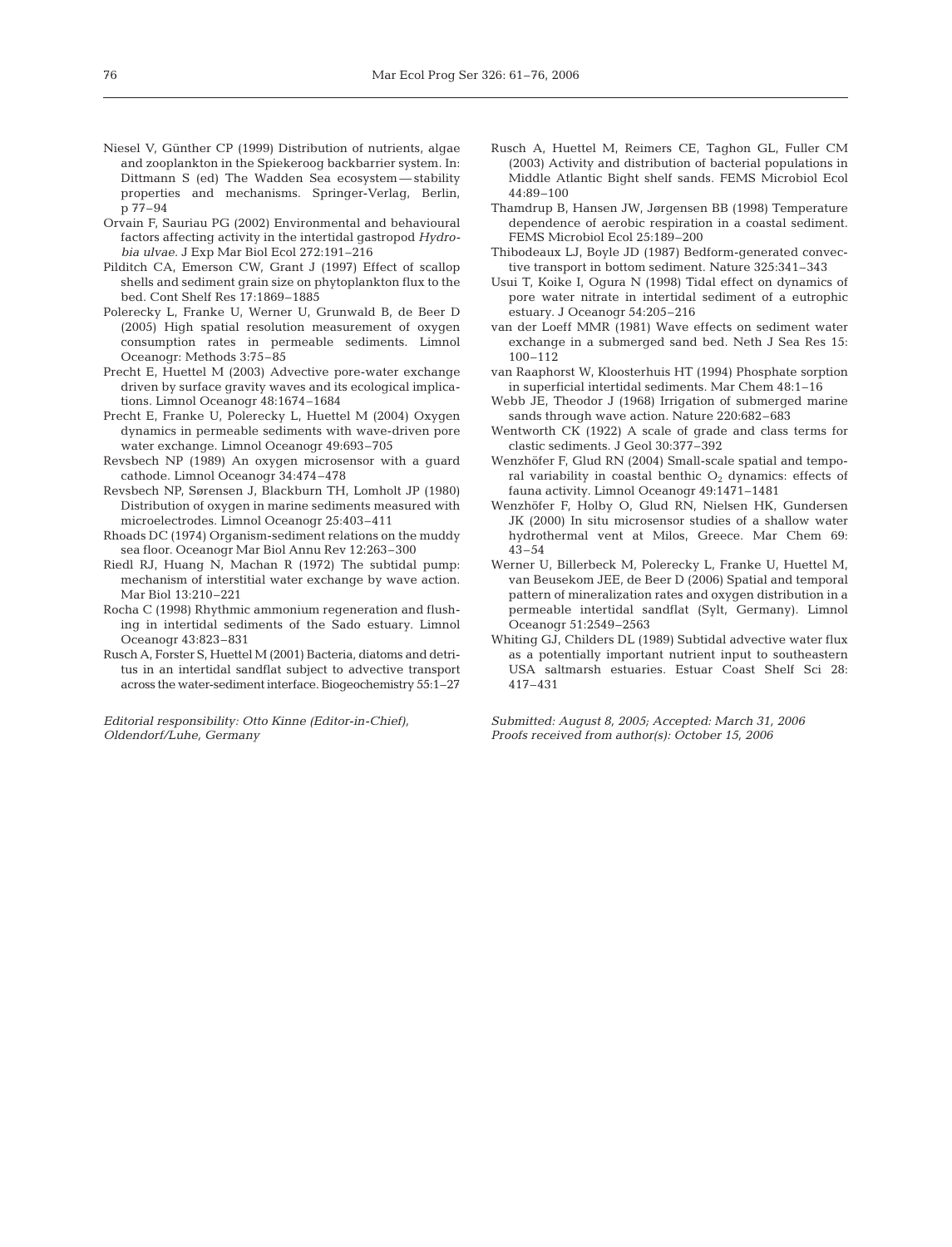Niesel V, Günther CP (1999) Distribution of nutrients, algae and zooplankton in the Spiekeroog backbarrier system. In: Dittmann S (ed) The Wadden Sea ecosystem — stability properties and mechanisms. Springer-Verlag, Berlin, p 77–94

Orvain F, Sauriau PG (2002) Environmental and behavioural factors affecting activity in the intertidal gastropod *Hydrobia ulvae*. J Exp Mar Biol Ecol 272:191–216

Pilditch CA, Emerson CW, Grant J (1997) Effect of scallop shells and sediment grain size on phytoplankton flux to the bed. Cont Shelf Res 17:1869–1885

Polerecky L, Franke U, Werner U, Grunwald B, de Beer D (2005) High spatial resolution measurement of oxygen consumption rates in permeable sediments. Limnol Oceanogr: Methods 3:75–85

Precht E, Huettel M (2003) Advective pore-water exchange driven by surface gravity waves and its ecological implications. Limnol Oceanogr 48:1674–1684

Precht E, Franke U, Polerecky L, Huettel M (2004) Oxygen dynamics in permeable sediments with wave-driven pore water exchange. Limnol Oceanogr 49:693–705

Revsbech NP (1989) An oxygen microsensor with a guard cathode. Limnol Oceanogr 34:474–478

Revsbech NP, Sørensen J, Blackburn TH, Lomholt JP (1980) Distribution of oxygen in marine sediments measured with microelectrodes. Limnol Oceanogr 25:403–411

Rhoads DC (1974) Organism-sediment relations on the muddy sea floor. Oceanogr Mar Biol Annu Rev 12:263–300

Riedl RJ, Huang N, Machan R (1972) The subtidal pump: mechanism of interstitial water exchange by wave action. Mar Biol 13:210–221

Rocha C (1998) Rhythmic ammonium regeneration and flushing in intertidal sediments of the Sado estuary. Limnol Oceanogr 43:823–831

Rusch A, Forster S, Huettel M (2001) Bacteria, diatoms and detritus in an intertidal sandflat subject to advective transport across the water-sediment interface. Biogeochemistry 55:1–27

Rusch A, Huettel M, Reimers CE, Taghon GL, Fuller CM (2003) Activity and distribution of bacterial populations in Middle Atlantic Bight shelf sands. FEMS Microbiol Ecol 44:89–100

Thamdrup B, Hansen JW, Jørgensen BB (1998) Temperature dependence of aerobic respiration in a coastal sediment. FEMS Microbiol Ecol 25:189–200

Thibodeaux LJ, Boyle JD (1987) Bedform-generated convective transport in bottom sediment. Nature 325:341–343

Usui T, Koike I, Ogura N (1998) Tidal effect on dynamics of pore water nitrate in intertidal sediment of a eutrophic estuary. J Oceanogr 54:205–216

van der Loeff MMR (1981) Wave effects on sediment water exchange in a submerged sand bed. Neth J Sea Res 15: 100–112

van Raaphorst W, Kloosterhuis HT (1994) Phosphate sorption in superficial intertidal sediments. Mar Chem 48:1–16

Webb JE, Theodor J (1968) Irrigation of submerged marine sands through wave action. Nature 220:682–683

Wentworth CK (1922) A scale of grade and class terms for clastic sediments. J Geol 30:377–392

Wenzhöfer F, Glud RN (2004) Small-scale spatial and temporal variability in coastal benthic $O_2$ dynamics: effects of fauna activity. Limnol Oceanogr 49:1471–1481

Wenzhöfer F, Holby O, Glud RN, Nielsen HK, Gundersen JK (2000) In situ microsensor studies of a shallow water hydrothermal vent at Milos, Greece. Mar Chem 69: 43–54

Werner U, Billerbeck M, Polerecky L, Franke U, Huettel M, van Beusekom JEE, de Beer D (2006) Spatial and temporal pattern of mineralization rates and oxygen distribution in a permeable intertidal sandflat (Sylt, Germany). Limnol Oceanogr 51:2549–2563

Whiting GJ, Childers DL (1989) Subtidal advective water flux as a potentially important nutrient input to southeastern USA saltmarsh estuaries. Estuar Coast Shelf Sci 28: 417–431

*Editorial responsibility: Otto Kinne (Editor-in-Chief), Oldendorf/Luhe, Germany*

*Submitted: August 8, 2005; Accepted: March 31, 2006*
*Proofs received from author(s): October 15, 2006*